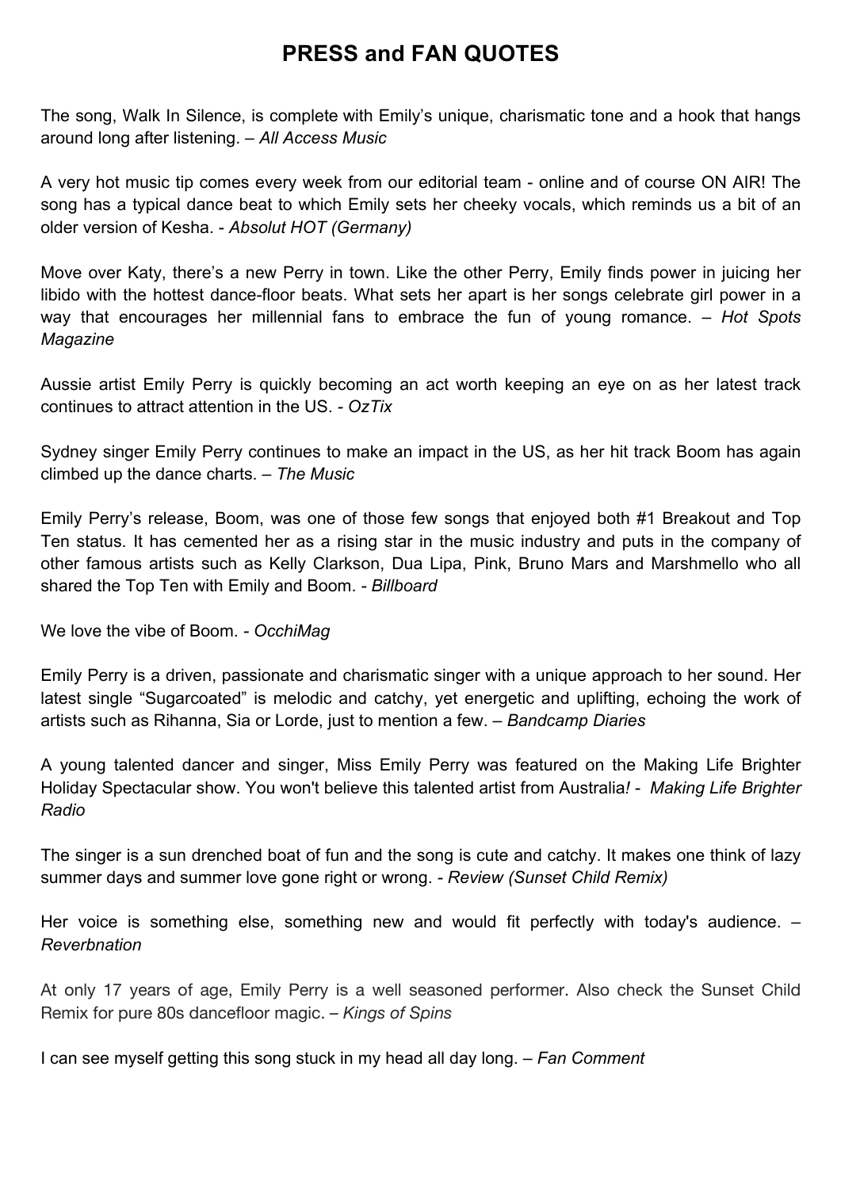# PRESS and FAN QUOTES

The song, Walk In Silence, is complete with Emily's unique, charismatic tone and a hook that hangs around long after listening. – *All Access Music*

A very hot music tip comes every week from our editorial team - online and of course ON AIR! The song has a typical dance beat to which Emily sets her cheeky vocals, which reminds us a bit of an older version of Kesha. - *Absolut HOT (Germany)*

Move over Katy, there's a new Perry in town. Like the other Perry, Emily finds power in juicing her libido with the hottest dance-floor beats. What sets her apart is her songs celebrate girl power in a way that encourages her millennial fans to embrace the fun of young romance. – *Hot Spots Magazine*

Aussie artist Emily Perry is quickly becoming an act worth keeping an eye on as her latest track continues to attract attention in the US. - *OzTix*

Sydney singer Emily Perry continues to make an impact in the US, as her hit track Boom has again climbed up the dance charts. – *The Music*

Emily Perry's release, Boom, was one of those few songs that enjoyed both #1 Breakout and Top Ten status. It has cemented her as a rising star in the music industry and puts in the company of other famous artists such as Kelly Clarkson, Dua Lipa, Pink, Bruno Mars and Marshmello who all shared the Top Ten with Emily and Boom. - *Billboard*

We love the vibe of Boom. - *OcchiMag*

Emily Perry is a driven, passionate and charismatic singer with a unique approach to her sound. Her latest single "Sugarcoated" is melodic and catchy, yet energetic and uplifting, echoing the work of artists such as Rihanna, Sia or Lorde, just to mention a few. – *Bandcamp Diaries*

A young talented dancer and singer, Miss Emily Perry was featured on the Making Life Brighter Holiday Spectacular show. You won't believe this talented artist from Australia*! - Making Life Brighter Radio*

The singer is a sun drenched boat of fun and the song is cute and catchy. It makes one think of lazy summer days and summer love gone right or wrong. - *Review (Sunset Child Remix)*

Her voice is something else, something new and would fit perfectly with today's audience. – *Reverbnation*

At only 17 years of age, Emily Perry is a well seasoned performer. Also check the Sunset Child Remix for pure 80s dancefloor magic. – *Kings of Spins*

I can see myself getting this song stuck in my head all day long. – *Fan Comment*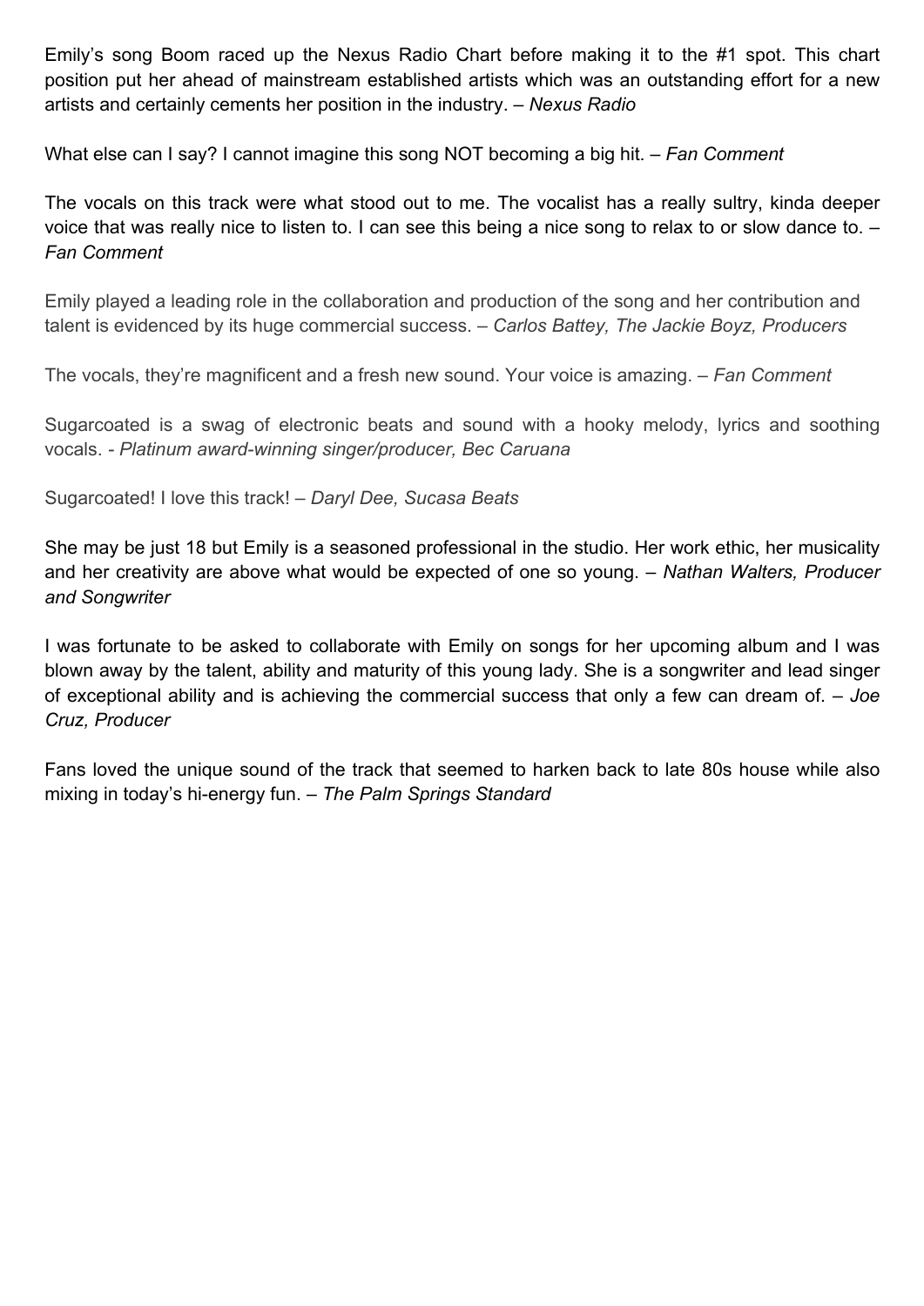Emily's song Boom raced up the Nexus Radio Chart before making it to the #1 spot. This chart position put her ahead of mainstream established artists which was an outstanding effort for a new artists and certainly cements her position in the industry. – *Nexus Radio*

What else can I say? I cannot imagine this song NOT becoming a big hit. – *Fan Comment*

The vocals on this track were what stood out to me. The vocalist has a really sultry, kinda deeper voice that was really nice to listen to. I can see this being a nice song to relax to or slow dance to. – *Fan Comment*

Emily played a leading role in the collaboration and production of the song and her contribution and talent is evidenced by its huge commercial success. – *Carlos Battey, The Jackie Boyz, Producers*

The vocals, they're magnificent and a fresh new sound. Your voice is amazing. – *Fan Comment*

Sugarcoated is a swag of electronic beats and sound with a hooky melody, lyrics and soothing vocals. - *Platinum award-winning singer/producer, Bec Caruana*

Sugarcoated! I love this track! – *Daryl Dee, Sucasa Beats*

She may be just 18 but Emily is a seasoned professional in the studio. Her work ethic, her musicality and her creativity are above what would be expected of one so young. – *Nathan Walters, Producer and Songwriter*

I was fortunate to be asked to collaborate with Emily on songs for her upcoming album and I was blown away by the talent, ability and maturity of this young lady. She is a songwriter and lead singer of exceptional ability and is achieving the commercial success that only a few can dream of. – *Joe Cruz, Producer*

Fans loved the unique sound of the track that seemed to harken back to late 80s house while also mixing in today's hi-energy fun. – *The Palm Springs Standard*